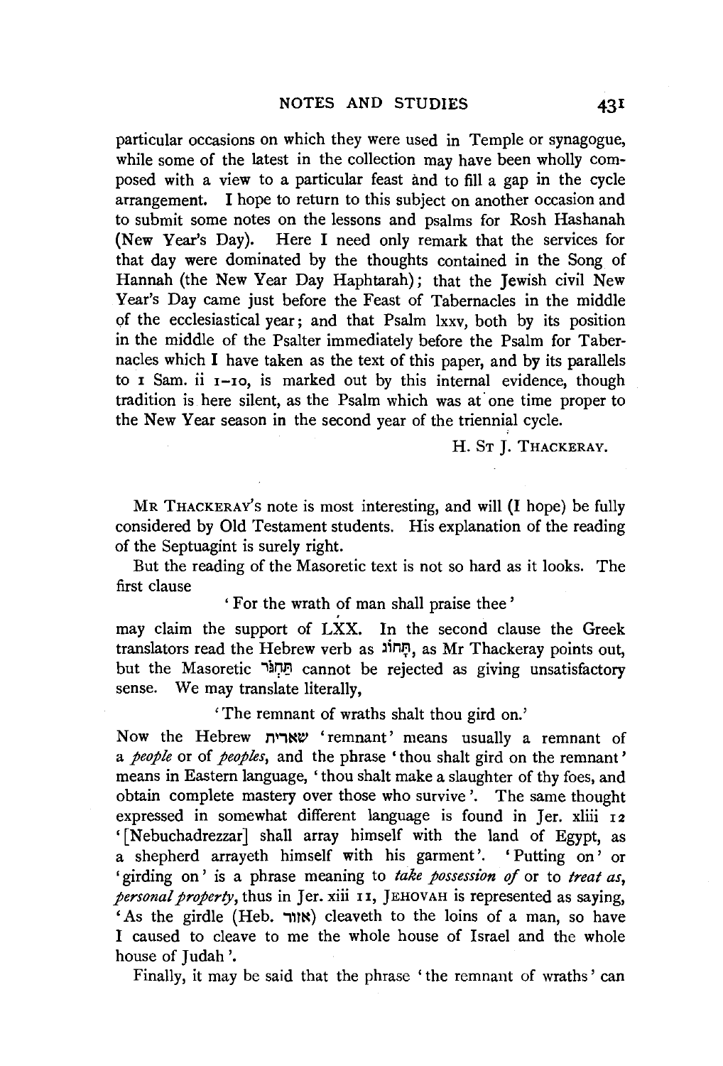particular occasions on which they were used in Temple or synagogue, while some of the latest in the collection may have been wholly composed with a view to a particular feast and to fill a gap in the cycle arrangement. I hope to return to this subject on another occasion and to submit some notes on the lessons and psalms for Rosh Hashanah (New Year's Day). Here I need only remark that the services for that day were dominated by the thoughts contained in the Song of Hannah (the New Year Day Haphtarah); that the Jewish civil New Year's Day came just before the Feast of Tabernacles in the middle of the ecclesiastical year; and that Psalm lxxv, both by its position in the middle of the Psalter immediately before the Psalm for Tabernacles which I have taken as the text of this paper, and by its parallels to 1 Sam. ii 1–10, is marked out by this internal evidence, though tradition is here silent, as the Psalm which was at one time proper to the New Year season in the second year of the triennial cycle.

H. St J. Thackeray.

---

Mr Thackeray's note is most interesting, and will (I hope) be fully considered by Old Testament students. His explanation of the reading of the Septuagint is surely right.

But the reading of the Masoretic text is not so hard as it looks. The first clause

'For the wrath of man shall praise thee'

may claim the support of LXX. In the second clause the Greek translators read the Hebrew verb as תָּחֹגּ, as Mr Thackeray points out, but the Masoretic תַּחְגֹּר cannot be rejected as giving unsatisfactory sense. We may translate literally,

'The remnant of wraths shalt thou gird on.'

Now the Hebrew שארית 'remnant' means usually a remnant of a *people* or of *peoples*, and the phrase 'thou shalt gird on the remnant' means in Eastern language, 'thou shalt make a slaughter of thy foes, and obtain complete mastery over those who survive'. The same thought expressed in somewhat different language is found in Jer. xliii 12 '[Nebuchadrezzar] shall array himself with the land of Egypt, as a shepherd arrayeth himself with his garment'. 'Putting on' or 'girding on' is a phrase meaning to *take possession of* or to *treat as, personal property*, thus in Jer. xiii 11, Jehovah is represented as saying, 'As the girdle (Heb. אזור) cleaveth to the loins of a man, so have I caused to cleave to me the whole house of Israel and the whole house of Judah'.

Finally, it may be said that the phrase 'the remnant of wraths' can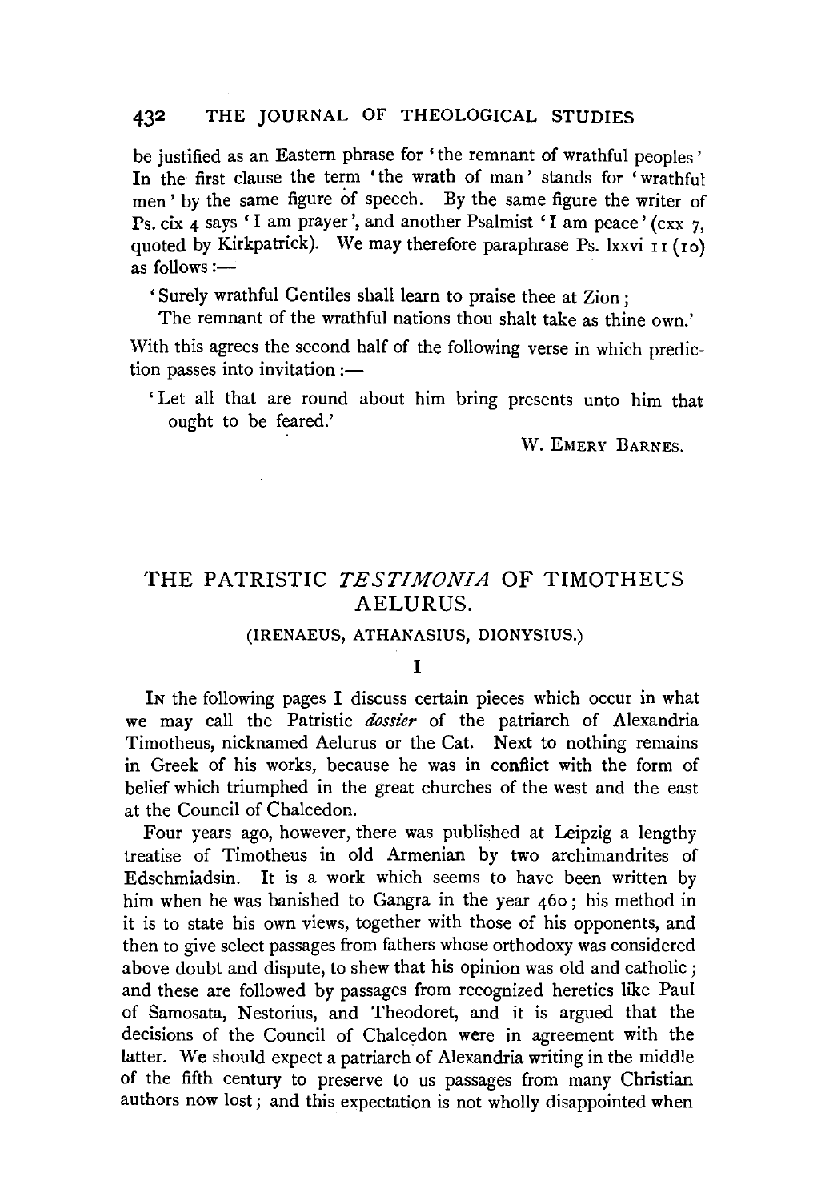be justified as an Eastern phrase for 'the remnant of wrathful peoples' In the first clause the term 'the wrath of man' stands for 'wrathful men' by the same figure of speech. By the same figure the writer of Ps. cix 4 says 'I am prayer', and another Psalmist 'I am peace' (cxx 7, quoted by Kirkpatrick). We may therefore paraphrase Ps. lxxvi 11 (10) as follows:—

> 'Surely wrathful Gentiles shall learn to praise thee at Zion;
> The remnant of the wrathful nations thou shalt take as thine own.'

With this agrees the second half of the following verse in which prediction passes into invitation:—

> 'Let all that are round about him bring presents unto him that ought to be feared.'

W. EMERY BARNES.

# THE PATRISTIC *TESTIMONIA* OF TIMOTHEUS AELURUS.

### (IRENAEUS, ATHANASIUS, DIONYSIUS.)

## I

IN the following pages I discuss certain pieces which occur in what we may call the Patristic *dossier* of the patriarch of Alexandria Timotheus, nicknamed Aelurus or the Cat. Next to nothing remains in Greek of his works, because he was in conflict with the form of belief which triumphed in the great churches of the west and the east at the Council of Chalcedon.

Four years ago, however, there was published at Leipzig a lengthy treatise of Timotheus in old Armenian by two archimandrites of Edschmiadsin. It is a work which seems to have been written by him when he was banished to Gangra in the year 460; his method in it is to state his own views, together with those of his opponents, and then to give select passages from fathers whose orthodoxy was considered above doubt and dispute, to shew that his opinion was old and catholic; and these are followed by passages from recognized heretics like Paul of Samosata, Nestorius, and Theodoret, and it is argued that the decisions of the Council of Chalcedon were in agreement with the latter. We should expect a patriarch of Alexandria writing in the middle of the fifth century to preserve to us passages from many Christian authors now lost; and this expectation is not wholly disappointed when